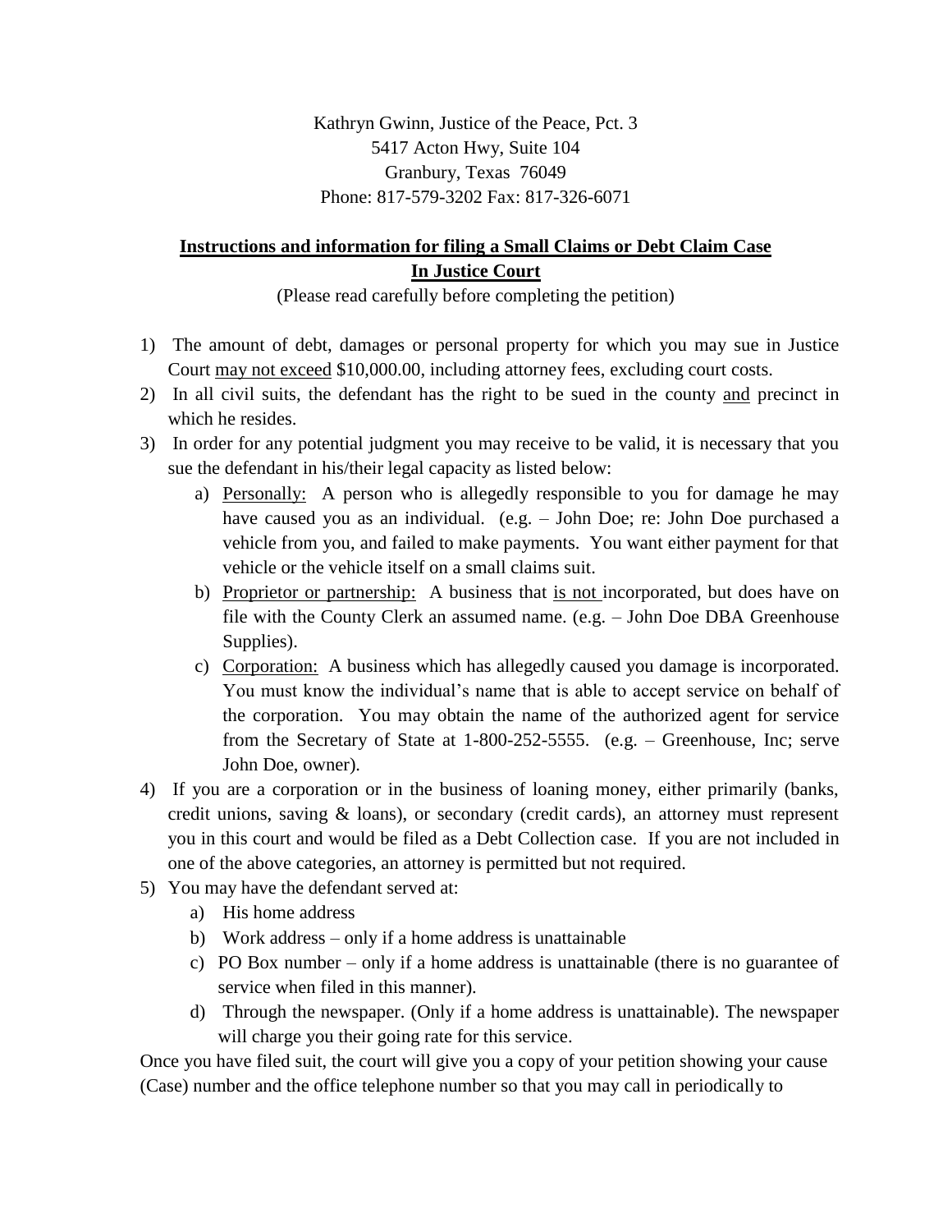Kathryn Gwinn, Justice of the Peace, Pct. 3
5417 Acton Hwy, Suite 104
Granbury, Texas 76049
Phone: 817-579-3202 Fax: 817-326-6071

## Instructions and information for filing a Small Claims or Debt Claim Case In Justice Court

(Please read carefully before completing the petition)

1) The amount of debt, damages or personal property for which you may sue in Justice Court may not exceed $10,000.00, including attorney fees, excluding court costs.
2) In all civil suits, the defendant has the right to be sued in the county and precinct in which he resides.
3) In order for any potential judgment you may receive to be valid, it is necessary that you sue the defendant in his/their legal capacity as listed below:
   a) Personally: A person who is allegedly responsible to you for damage he may have caused you as an individual. (e.g. – John Doe; re: John Doe purchased a vehicle from you, and failed to make payments. You want either payment for that vehicle or the vehicle itself on a small claims suit.
   b) Proprietor or partnership: A business that is not incorporated, but does have on file with the County Clerk an assumed name. (e.g. – John Doe DBA Greenhouse Supplies).
   c) Corporation: A business which has allegedly caused you damage is incorporated. You must know the individual's name that is able to accept service on behalf of the corporation. You may obtain the name of the authorized agent for service from the Secretary of State at 1-800-252-5555. (e.g. – Greenhouse, Inc; serve John Doe, owner).
4) If you are a corporation or in the business of loaning money, either primarily (banks, credit unions, saving & loans), or secondary (credit cards), an attorney must represent you in this court and would be filed as a Debt Collection case. If you are not included in one of the above categories, an attorney is permitted but not required.
5) You may have the defendant served at:
   a) His home address
   b) Work address – only if a home address is unattainable
   c) PO Box number – only if a home address is unattainable (there is no guarantee of service when filed in this manner).
   d) Through the newspaper. (Only if a home address is unattainable). The newspaper will charge you their going rate for this service.

Once you have filed suit, the court will give you a copy of your petition showing your cause (Case) number and the office telephone number so that you may call in periodically to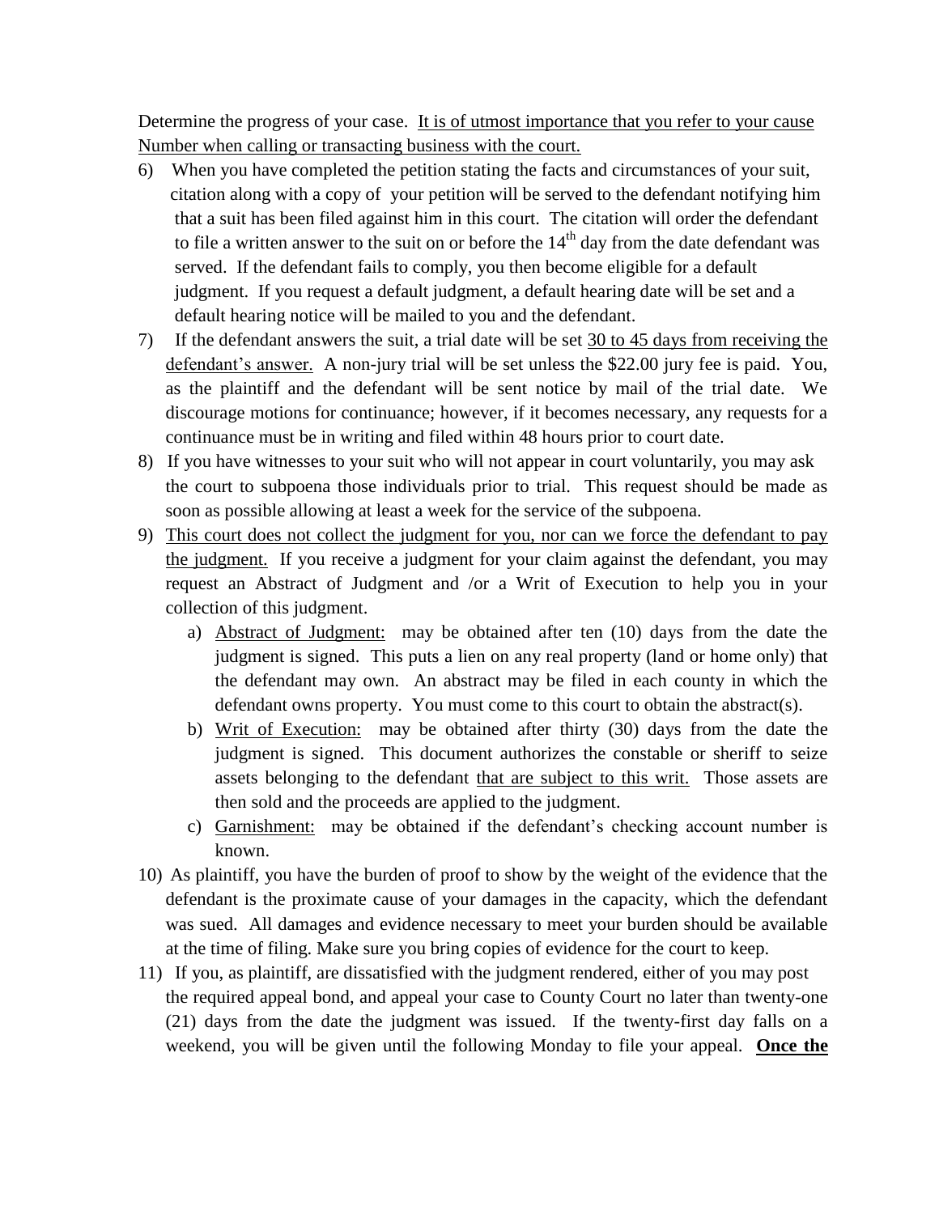Determine the progress of your case. <u>It is of utmost importance that you refer to your cause Number when calling or transacting business with the court.</u>

6) When you have completed the petition stating the facts and circumstances of your suit, citation along with a copy of your petition will be served to the defendant notifying him that a suit has been filed against him in this court. The citation will order the defendant to file a written answer to the suit on or before the 14th day from the date defendant was served. If the defendant fails to comply, you then become eligible for a default judgment. If you request a default judgment, a default hearing date will be set and a default hearing notice will be mailed to you and the defendant.
7) If the defendant answers the suit, a trial date will be set <u>30 to 45 days from receiving the defendant's answer.</u> A non-jury trial will be set unless the $22.00 jury fee is paid. You, as the plaintiff and the defendant will be sent notice by mail of the trial date. We discourage motions for continuance; however, if it becomes necessary, any requests for a continuance must be in writing and filed within 48 hours prior to court date.
8) If you have witnesses to your suit who will not appear in court voluntarily, you may ask the court to subpoena those individuals prior to trial. This request should be made as soon as possible allowing at least a week for the service of the subpoena.
9) <u>This court does not collect the judgment for you, nor can we force the defendant to pay the judgment.</u> If you receive a judgment for your claim against the defendant, you may request an Abstract of Judgment and /or a Writ of Execution to help you in your collection of this judgment.
    a) <u>Abstract of Judgment:</u> may be obtained after ten (10) days from the date the judgment is signed. This puts a lien on any real property (land or home only) that the defendant may own. An abstract may be filed in each county in which the defendant owns property. You must come to this court to obtain the abstract(s).
    b) <u>Writ of Execution:</u> may be obtained after thirty (30) days from the date the judgment is signed. This document authorizes the constable or sheriff to seize assets belonging to the defendant <u>that are subject to this writ.</u> Those assets are then sold and the proceeds are applied to the judgment.
    c) <u>Garnishment:</u> may be obtained if the defendant's checking account number is known.
10) As plaintiff, you have the burden of proof to show by the weight of the evidence that the defendant is the proximate cause of your damages in the capacity, which the defendant was sued. All damages and evidence necessary to meet your burden should be available at the time of filing. Make sure you bring copies of evidence for the court to keep.
11) If you, as plaintiff, are dissatisfied with the judgment rendered, either of you may post the required appeal bond, and appeal your case to County Court no later than twenty-one (21) days from the date the judgment was issued. If the twenty-first day falls on a weekend, you will be given until the following Monday to file your appeal. **<u>Once the</u>**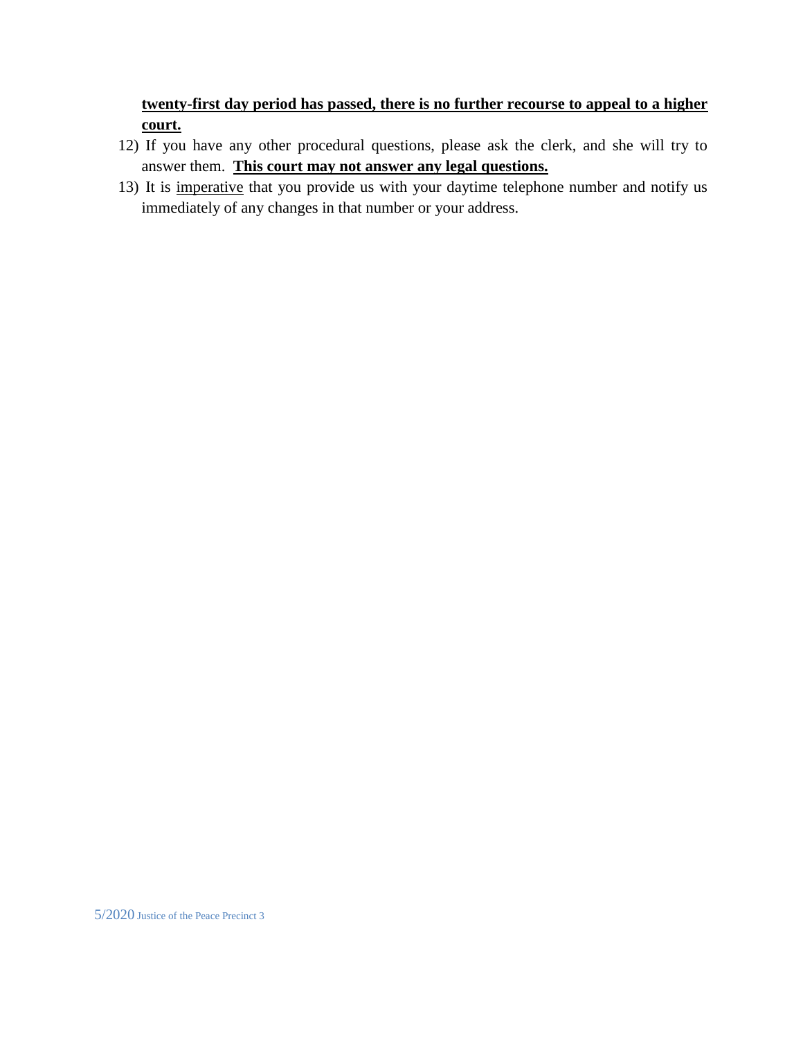**twenty-first day period has passed, there is no further recourse to appeal to a higher court.**

12) If you have any other procedural questions, please ask the clerk, and she will try to answer them. **This court may not answer any legal questions.**
13) It is imperative that you provide us with your daytime telephone number and notify us immediately of any changes in that number or your address.